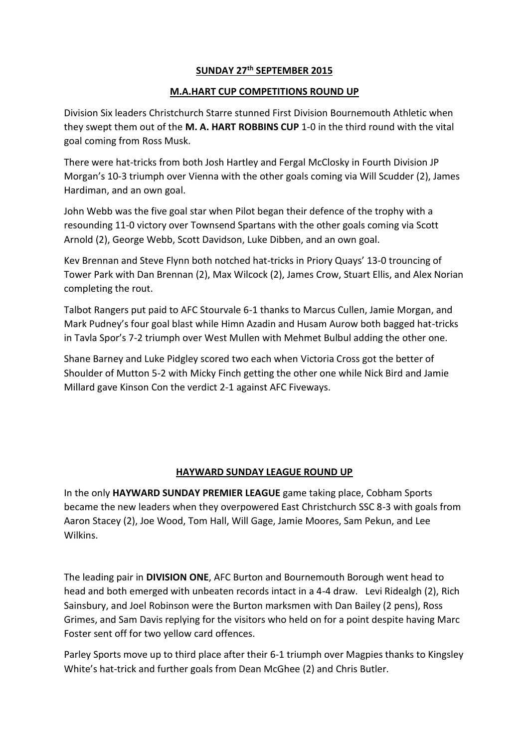**SUNDAY 27th SEPTEMBER 2015**

**M.A.HART CUP COMPETITIONS ROUND UP**

Division Six leaders Christchurch Starre stunned First Division Bournemouth Athletic when they swept them out of the **M. A. HART ROBBINS CUP** 1-0 in the third round with the vital goal coming from Ross Musk.

There were hat-tricks from both Josh Hartley and Fergal McClosky in Fourth Division JP Morgan's 10-3 triumph over Vienna with the other goals coming via Will Scudder (2), James Hardiman, and an own goal.

John Webb was the five goal star when Pilot began their defence of the trophy with a resounding 11-0 victory over Townsend Spartans with the other goals coming via Scott Arnold (2), George Webb, Scott Davidson, Luke Dibben, and an own goal.

Kev Brennan and Steve Flynn both notched hat-tricks in Priory Quays' 13-0 trouncing of Tower Park with Dan Brennan (2), Max Wilcock (2), James Crow, Stuart Ellis, and Alex Norian completing the rout.

Talbot Rangers put paid to AFC Stourvale 6-1 thanks to Marcus Cullen, Jamie Morgan, and Mark Pudney's four goal blast while Himn Azadin and Husam Aurow both bagged hat-tricks in Tavla Spor's 7-2 triumph over West Mullen with Mehmet Bulbul adding the other one.

Shane Barney and Luke Pidgley scored two each when Victoria Cross got the better of Shoulder of Mutton 5-2 with Micky Finch getting the other one while Nick Bird and Jamie Millard gave Kinson Con the verdict 2-1 against AFC Fiveways.

**HAYWARD SUNDAY LEAGUE ROUND UP**

In the only **HAYWARD SUNDAY PREMIER LEAGUE** game taking place, Cobham Sports became the new leaders when they overpowered East Christchurch SSC 8-3 with goals from Aaron Stacey (2), Joe Wood, Tom Hall, Will Gage, Jamie Moores, Sam Pekun, and Lee Wilkins.

The leading pair in **DIVISION ONE**, AFC Burton and Bournemouth Borough went head to head and both emerged with unbeaten records intact in a 4-4 draw. Levi Ridealgh (2), Rich Sainsbury, and Joel Robinson were the Burton marksmen with Dan Bailey (2 pens), Ross Grimes, and Sam Davis replying for the visitors who held on for a point despite having Marc Foster sent off for two yellow card offences.

Parley Sports move up to third place after their 6-1 triumph over Magpies thanks to Kingsley White's hat-trick and further goals from Dean McGhee (2) and Chris Butler.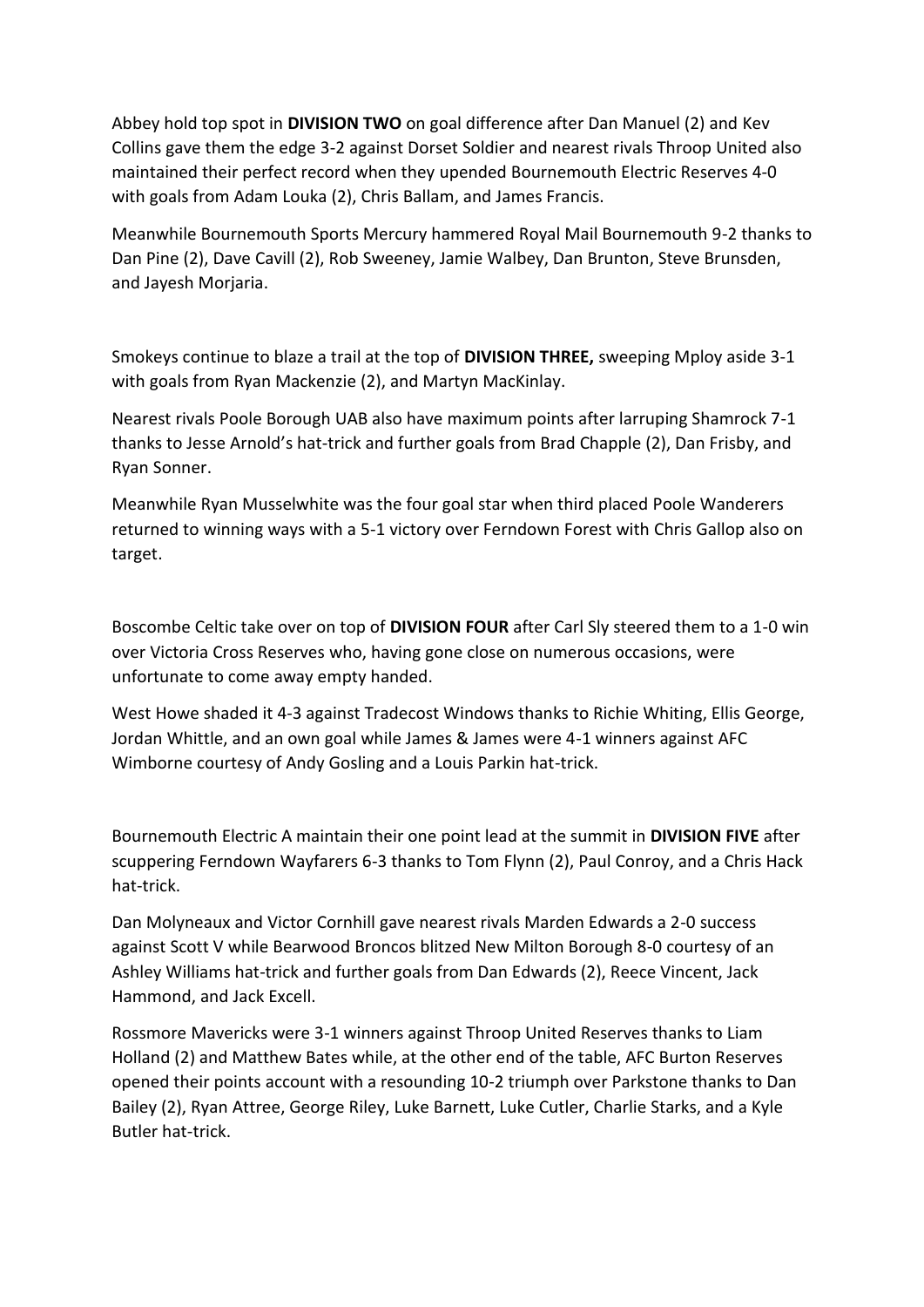Abbey hold top spot in **DIVISION TWO** on goal difference after Dan Manuel (2) and Kev Collins gave them the edge 3-2 against Dorset Soldier and nearest rivals Throop United also maintained their perfect record when they upended Bournemouth Electric Reserves 4-0 with goals from Adam Louka (2), Chris Ballam, and James Francis.

Meanwhile Bournemouth Sports Mercury hammered Royal Mail Bournemouth 9-2 thanks to Dan Pine (2), Dave Cavill (2), Rob Sweeney, Jamie Walbey, Dan Brunton, Steve Brunsden, and Jayesh Morjaria.

Smokeys continue to blaze a trail at the top of **DIVISION THREE,** sweeping Mploy aside 3-1 with goals from Ryan Mackenzie (2), and Martyn MacKinlay.

Nearest rivals Poole Borough UAB also have maximum points after larruping Shamrock 7-1 thanks to Jesse Arnold's hat-trick and further goals from Brad Chapple (2), Dan Frisby, and Ryan Sonner.

Meanwhile Ryan Musselwhite was the four goal star when third placed Poole Wanderers returned to winning ways with a 5-1 victory over Ferndown Forest with Chris Gallop also on target.

Boscombe Celtic take over on top of **DIVISION FOUR** after Carl Sly steered them to a 1-0 win over Victoria Cross Reserves who, having gone close on numerous occasions, were unfortunate to come away empty handed.

West Howe shaded it 4-3 against Tradecost Windows thanks to Richie Whiting, Ellis George, Jordan Whittle, and an own goal while James & James were 4-1 winners against AFC Wimborne courtesy of Andy Gosling and a Louis Parkin hat-trick.

Bournemouth Electric A maintain their one point lead at the summit in **DIVISION FIVE** after scuppering Ferndown Wayfarers 6-3 thanks to Tom Flynn (2), Paul Conroy, and a Chris Hack hat-trick.

Dan Molyneaux and Victor Cornhill gave nearest rivals Marden Edwards a 2-0 success against Scott V while Bearwood Broncos blitzed New Milton Borough 8-0 courtesy of an Ashley Williams hat-trick and further goals from Dan Edwards (2), Reece Vincent, Jack Hammond, and Jack Excell.

Rossmore Mavericks were 3-1 winners against Throop United Reserves thanks to Liam Holland (2) and Matthew Bates while, at the other end of the table, AFC Burton Reserves opened their points account with a resounding 10-2 triumph over Parkstone thanks to Dan Bailey (2), Ryan Attree, George Riley, Luke Barnett, Luke Cutler, Charlie Starks, and a Kyle Butler hat-trick.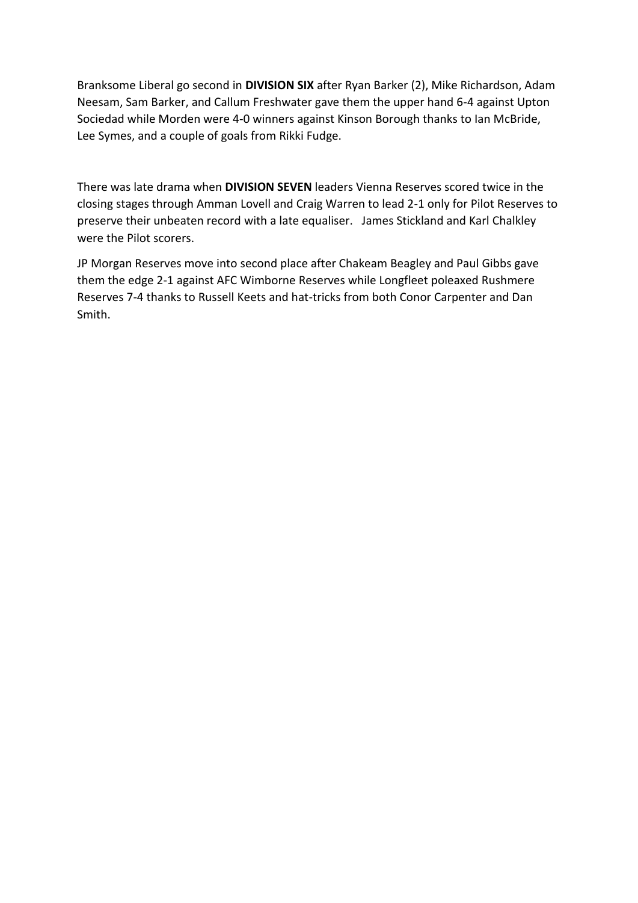Branksome Liberal go second in **DIVISION SIX** after Ryan Barker (2), Mike Richardson, Adam Neesam, Sam Barker, and Callum Freshwater gave them the upper hand 6-4 against Upton Sociedad while Morden were 4-0 winners against Kinson Borough thanks to Ian McBride, Lee Symes, and a couple of goals from Rikki Fudge.

There was late drama when **DIVISION SEVEN** leaders Vienna Reserves scored twice in the closing stages through Amman Lovell and Craig Warren to lead 2-1 only for Pilot Reserves to preserve their unbeaten record with a late equaliser. James Stickland and Karl Chalkley were the Pilot scorers.

JP Morgan Reserves move into second place after Chakeam Beagley and Paul Gibbs gave them the edge 2-1 against AFC Wimborne Reserves while Longfleet poleaxed Rushmere Reserves 7-4 thanks to Russell Keets and hat-tricks from both Conor Carpenter and Dan Smith.